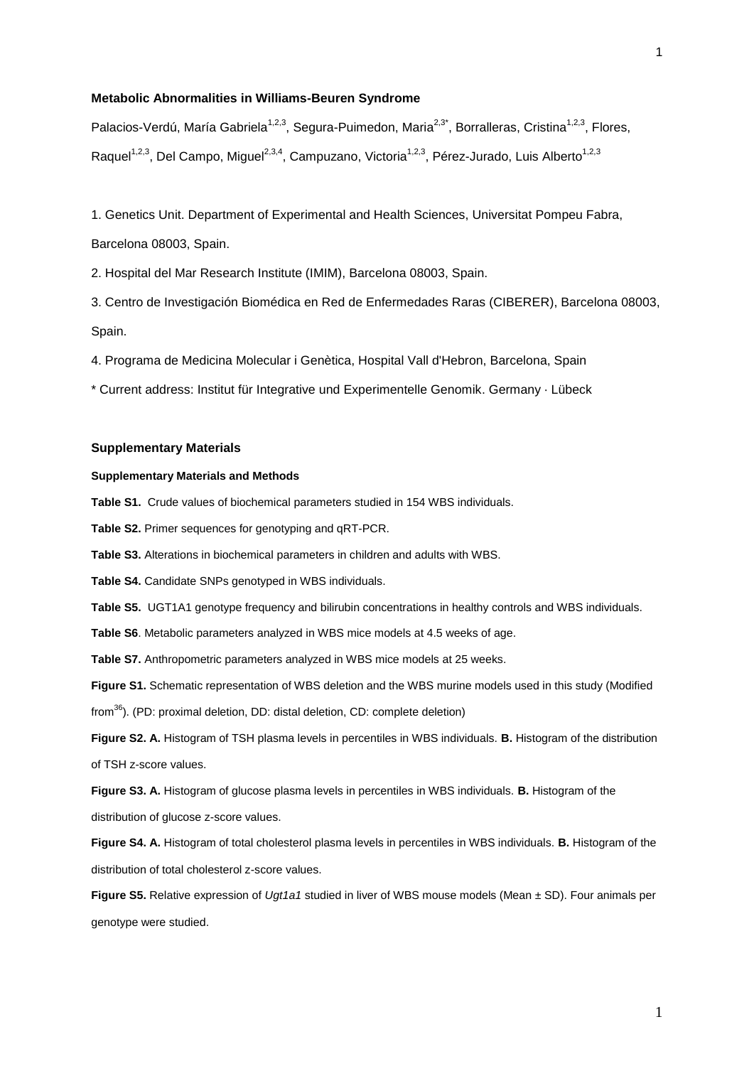# Metabolic Abnormalities in Williams-Beuren Syndrome

Palacios-Verdú, María Gabriela[1,2,3], Segura-Puimedon, Maria[2,3*], Borralleras, Cristina[1,2,3], Flores, Raquel[1,2,3], Del Campo, Miguel[2,3,4], Campuzano, Victoria[1,2,3], Pérez-Jurado, Luis Alberto[1,2,3]

1. Genetics Unit. Department of Experimental and Health Sciences, Universitat Pompeu Fabra, Barcelona 08003, Spain.

2. Hospital del Mar Research Institute (IMIM), Barcelona 08003, Spain.

3. Centro de Investigación Biomédica en Red de Enfermedades Raras (CIBERER), Barcelona 08003, Spain.

4. Programa de Medicina Molecular i Genètica, Hospital Vall d'Hebron, Barcelona, Spain

\* Current address: Institut für Integrative und Experimentelle Genomik. Germany · Lübeck

## Supplementary Materials

### Supplementary Materials and Methods

**Table S1.** Crude values of biochemical parameters studied in 154 WBS individuals.

**Table S2.** Primer sequences for genotyping and qRT-PCR.

**Table S3.** Alterations in biochemical parameters in children and adults with WBS.

**Table S4.** Candidate SNPs genotyped in WBS individuals.

**Table S5.** UGT1A1 genotype frequency and bilirubin concentrations in healthy controls and WBS individuals.

**Table S6**. Metabolic parameters analyzed in WBS mice models at 4.5 weeks of age.

**Table S7.** Anthropometric parameters analyzed in WBS mice models at 25 weeks.

**Figure S1.** Schematic representation of WBS deletion and the WBS murine models used in this study (Modified from[36]). (PD: proximal deletion, DD: distal deletion, CD: complete deletion)

**Figure S2. A.** Histogram of TSH plasma levels in percentiles in WBS individuals. **B.** Histogram of the distribution of TSH z-score values.

**Figure S3. A.** Histogram of glucose plasma levels in percentiles in WBS individuals. **B.** Histogram of the distribution of glucose z-score values.

**Figure S4. A.** Histogram of total cholesterol plasma levels in percentiles in WBS individuals. **B.** Histogram of the distribution of total cholesterol z-score values.

**Figure S5.** Relative expression of *Ugt1a1* studied in liver of WBS mouse models (Mean ± SD). Four animals per genotype were studied.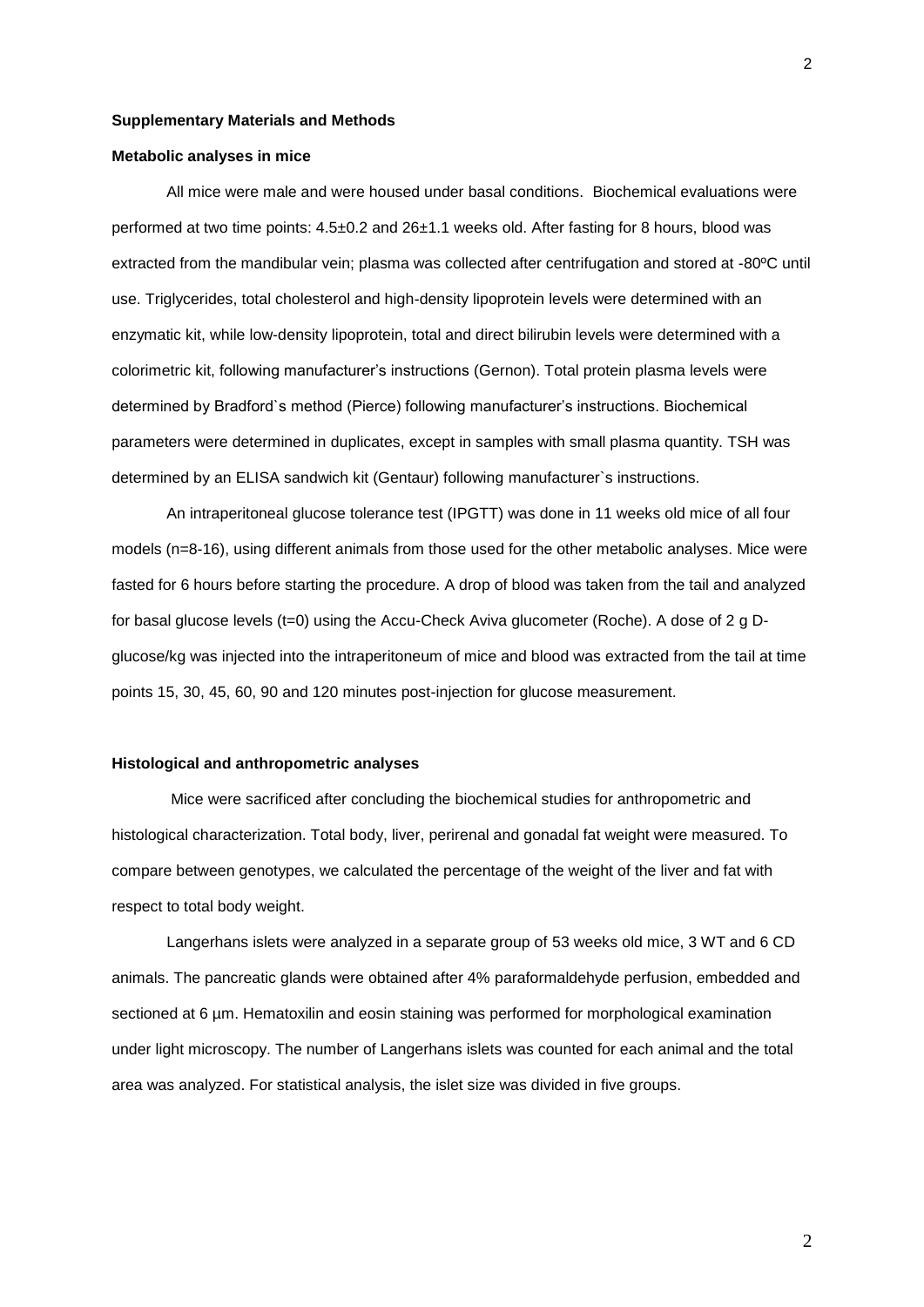**Supplementary Materials and Methods**

**Metabolic analyses in mice**

All mice were male and were housed under basal conditions. Biochemical evaluations were performed at two time points: 4.5±0.2 and 26±1.1 weeks old. After fasting for 8 hours, blood was extracted from the mandibular vein; plasma was collected after centrifugation and stored at -80ºC until use. Triglycerides, total cholesterol and high-density lipoprotein levels were determined with an enzymatic kit, while low-density lipoprotein, total and direct bilirubin levels were determined with a colorimetric kit, following manufacturer's instructions (Gernon). Total protein plasma levels were determined by Bradford`s method (Pierce) following manufacturer's instructions. Biochemical parameters were determined in duplicates, except in samples with small plasma quantity. TSH was determined by an ELISA sandwich kit (Gentaur) following manufacturer`s instructions.

An intraperitoneal glucose tolerance test (IPGTT) was done in 11 weeks old mice of all four models (n=8-16), using different animals from those used for the other metabolic analyses. Mice were fasted for 6 hours before starting the procedure. A drop of blood was taken from the tail and analyzed for basal glucose levels (t=0) using the Accu-Check Aviva glucometer (Roche). A dose of 2 g D-glucose/kg was injected into the intraperitoneum of mice and blood was extracted from the tail at time points 15, 30, 45, 60, 90 and 120 minutes post-injection for glucose measurement.

**Histological and anthropometric analyses**

Mice were sacrificed after concluding the biochemical studies for anthropometric and histological characterization. Total body, liver, perirenal and gonadal fat weight were measured. To compare between genotypes, we calculated the percentage of the weight of the liver and fat with respect to total body weight.

Langerhans islets were analyzed in a separate group of 53 weeks old mice, 3 WT and 6 CD animals. The pancreatic glands were obtained after 4% paraformaldehyde perfusion, embedded and sectioned at 6 µm. Hematoxilin and eosin staining was performed for morphological examination under light microscopy. The number of Langerhans islets was counted for each animal and the total area was analyzed. For statistical analysis, the islet size was divided in five groups.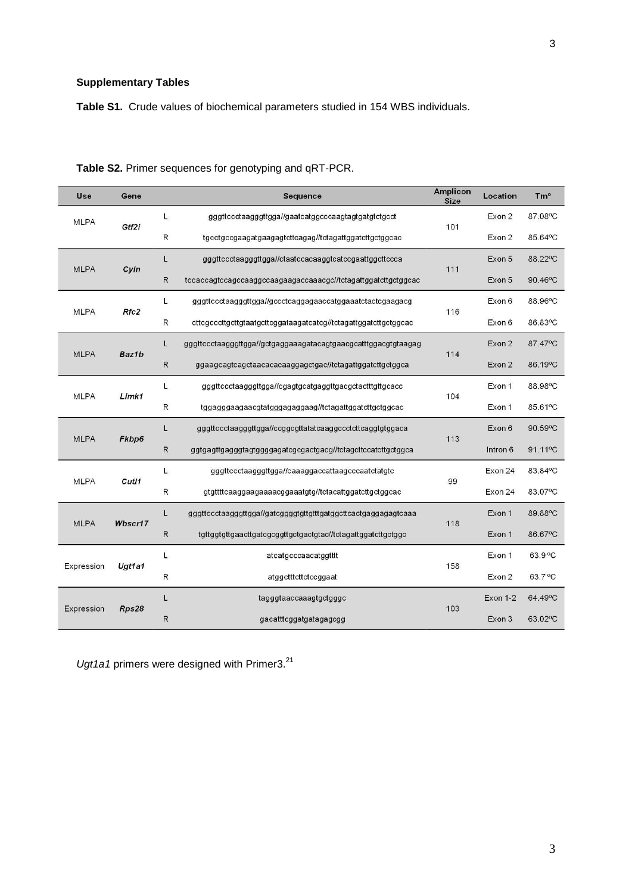**Supplementary Tables**

**Table S1.** Crude values of biochemical parameters studied in 154 WBS individuals.

**Table S2.** Primer sequences for genotyping and qRT-PCR.

| Use | Gene | | Sequence | Amplicon Size | Location | Tm° |
|---|---|---|---|---|---|---|
| MLPA | ***Gtf2i*** | L | gggttccctaagggttgga//gaatcatggcccaagtagtgatgtctgcct | 101 | Exon 2 | 87.08°C |
| | | R | tgcctgccgaagatgaagagtcttcagag//tctagattggatcttgctggcac | | Exon 2 | 85.64°C |
| MLPA | ***Cyln*** | L | gggttccctaagggttgga//ctaatccacaaggtcatccgaattggcttccca | 111 | Exon 5 | 88.22°C |
| | | R | tccaccagtccagccaaggccaagaagaccaaacgc//tctagattggatcttgctggcac | | Exon 5 | 90.46°C |
| MLPA | ***Rfc2*** | L | gggttccctaagggttgga//gccctcaggagaaccatggaaatctactcgaagacg | 116 | Exon 6 | 88.96°C |
| | | R | cttcgcccttgcttgtaatgcttcggataagatcatcg//tctagattggatcttgctggcac | | Exon 6 | 86.83°C |
| MLPA | ***Baz1b*** | L | gggttccctaagggttgga//gctgaggaaagatacagtgaacgcatttggacgtgtaagag | 114 | Exon 2 | 87.47°C |
| | | R | ggaagcagtcagctaacacacaaggagctgac//tctagattggatcttgctggca | | Exon 2 | 86.19°C |
| MLPA | ***Limk1*** | L | gggttccctaagggttgga//cgagtgcatgaggttgacgctactttgttgcacc | 104 | Exon 1 | 88.98°C |
| | | R | tggagggaagaacgtatgggagaggaagg//tctagattggatcttgctggcac | | Exon 1 | 85.61°C |
| MLPA | ***Fkbp6*** | L | gggttccctaagggttgga//ccggcgttatatcaaggccctcttcaggtgtggaca | 113 | Exon 6 | 90.59°C |
| | | R | ggtgagttgagggtagtggggagatcgcgactgacg//tctagcttccatcttgctggca | | Intron 6 | 91.11°C |
| MLPA | ***Cutl1*** | L | gggttccctaagggttgga//caaaggaccattaagcccaatctatgtc | 99 | Exon 24 | 83.84°C |
| | | R | gtgttttcaaggaagaaaacggaaatgtg//tctacattggatcttgctggcac | | Exon 24 | 83.07°C |
| MLPA | ***Wbscr17*** | L | gggttccctaagggttgga//gatcggggtgttgtttgatggcttcactgaggagagtcaaa | 118 | Exon 1 | 89.88°C |
| | | R | tgttggtgttgaacttgatcgcggttgctgactgtac//tctagattggatcttgctggc | | Exon 1 | 86.67°C |
| Expression | ***Ugt1a1*** | L | atcatgcccaacatggtttt | 158 | Exon 1 | 63.9 °C |
| | | R | atggctttcttctccggaat | | Exon 2 | 63.7 °C |
| Expression | ***Rps28*** | L | tagggtaaccaaagtgctgggc | 103 | Exon 1-2 | 64.49°C |
| | | R | gacatttcggatgatagagcgg | | Exon 3 | 63.02°C |

*Ugt1a1* primers were designed with Primer3.[21]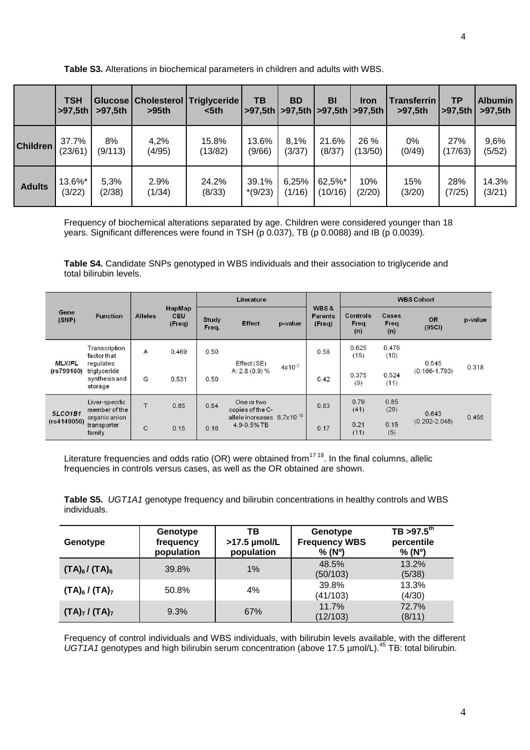**Table S3.** Alterations in biochemical parameters in children and adults with WBS.

| | TSH >97,5th | Glucose >97,5th | Cholesterol >95th | Triglyceride <5th | TB >97,5th | BD >97,5th | BI >97,5th | Iron >97,5th | Transferrin >97,5th | TP >97,5th | Albumin >97,5th |
|---|---|---|---|---|---|---|---|---|---|---|---|
| **Children** | 37.7% (23/61) | 8% (9/113) | 4,2% (4/95) | 15.8% (13/82) | 13.6% (9/66) | 8,1% (3/37) | 21.6% (8/37) | 26 % (13/50) | 0% (0/49) | 27% (17/63) | 9,6% (5/52) |
| **Adults** | 13.6%* (3/22) | 5,3% (2/38) | 2.9% (1/34) | 24.2% (8/33) | 39.1% *(9/23) | 6,25% (1/16) | 62,5%* (10/16) | 10% (2/20) | 15% (3/20) | 28% (7/25) | 14.3% (3/21) |

Frequency of biochemical alterations separated by age. Children were considered younger than 18 years. Significant differences were found in TSH (p 0.037), TB (p 0.0088) and IB (p 0.0039).

**Table S4.** Candidate SNPs genotyped in WBS individuals and their association to triglyceride and total bilirubin levels.

| Gene (SNP) | Function | Alleles | HapMap CEU (Freq) | Literature | | | WBS & Parents (Freq) | WBS Cohort | | | |
|---|---|---|---|---|---|---|---|---|---|---|---|
| | | | | Study Freq. | Effect | p-value | | Controls Freq (n) | Cases Freq (n) | OR (95CI) | p-value |
| *MLXIPL* (rs799160) | Transcription factor that regulates triglyceride synthesis and storage | A | 0.469 | 0.50 | Effect (SE) A: 2.8 (0.9) % | $4x10^{-2}$ | 0.58 | 0.625 (15) | 0.476 (10) | 0.545 (0.166-1.793) | 0.318 |
| | | G | 0.531 | 0.50 | | | 0.42 | 0.375 (9) | 0.524 (11) | | |
| *SLCO1B1* (rs4149056) | Liver-specific member of the organic anion transporter family | T | 0.85 | 0.84 | One or two copies of the C-allele increases 4.9-9.5% TB | $6,7x10^{-13}$ | 0.83 | 0.79 (41) | 0.85 (29) | 0.643 (0.202-2.048) | 0.455 |
| | | C | 0.15 | 0.16 | | | 0.17 | 0.21 (11) | 0.15 (5) | | |

Literature frequencies and odds ratio (OR) were obtained from[17 18]. In the final columns, allelic frequencies in controls versus cases, as well as the OR obtained are shown.

**Table S5.** *UGT1A1* genotype frequency and bilirubin concentrations in healthy controls and WBS individuals.

| Genotype | Genotype frequency population | TB >17.5 µmol/L population | Genotype Frequency WBS % (Nº) | TB >97.5th percentile % (Nº) |
|---|---|---|---|---|
| $(TA)_6$ / $(TA)_6$ | 39.8% | 1% | 48.5% (50/103) | 13.2% (5/38) |
| $(TA)_6$ / $(TA)_7$ | 50.8% | 4% | 39.8% (41/103) | 13.3% (4/30) |
| $(TA)_7$ / $(TA)_7$ | 9.3% | 67% | 11.7% (12/103) | 72.7% (8/11) |

Frequency of control individuals and WBS individuals, with bilirubin levels available, with the different *UGT1A1* genotypes and high bilirubin serum concentration (above 17.5 µmol/L).[45] TB: total bilirubin.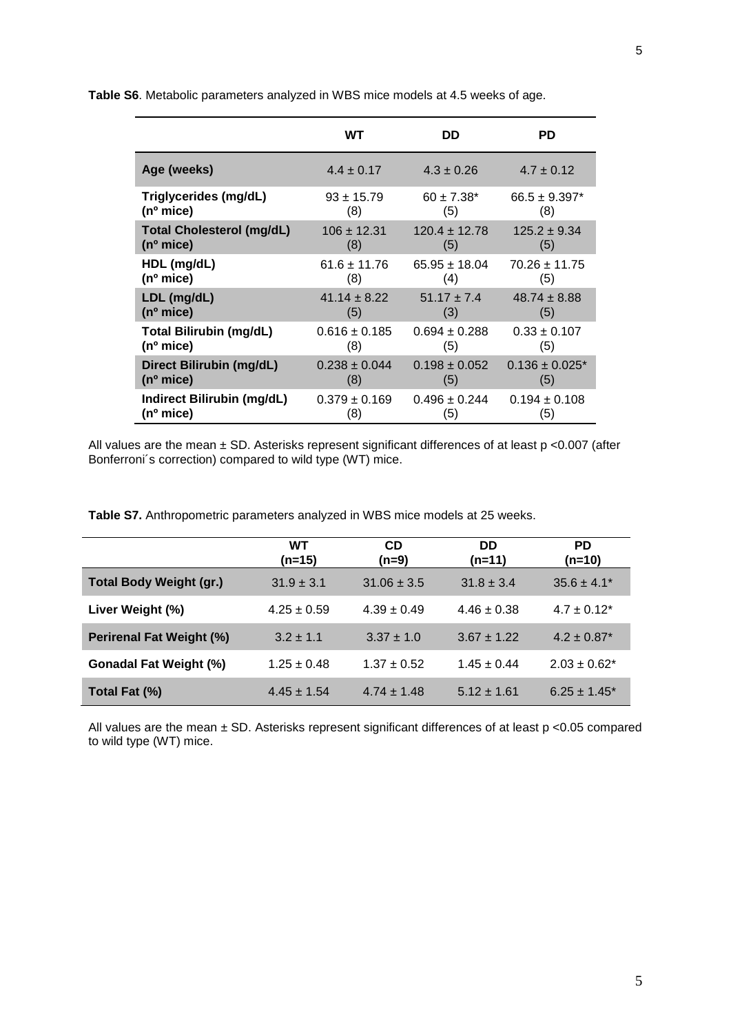**Table S6**. Metabolic parameters analyzed in WBS mice models at 4.5 weeks of age.

| | WT | DD | PD |
|---|---|---|---|
| **Age (weeks)** | 4.4 ± 0.17 | 4.3 ± 0.26 | 4.7 ± 0.12 |
| **Triglycerides (mg/dL)** | 93 ± 15.79 | 60 ± 7.38* | 66.5 ± 9.397* |
| **(nº mice)** | (8) | (5) | (8) |
| **Total Cholesterol (mg/dL)** | 106 ± 12.31 | 120.4 ± 12.78 | 125.2 ± 9.34 |
| **(nº mice)** | (8) | (5) | (5) |
| **HDL (mg/dL)** | 61.6 ± 11.76 | 65.95 ± 18.04 | 70.26 ± 11.75 |
| **(nº mice)** | (8) | (4) | (5) |
| **LDL (mg/dL)** | 41.14 ± 8.22 | 51.17 ± 7.4 | 48.74 ± 8.88 |
| **(nº mice)** | (5) | (3) | (5) |
| **Total Bilirubin (mg/dL)** | 0.616 ± 0.185 | 0.694 ± 0.288 | 0.33 ± 0.107 |
| **(nº mice)** | (8) | (5) | (5) |
| **Direct Bilirubin (mg/dL)** | 0.238 ± 0.044 | 0.198 ± 0.052 | 0.136 ± 0.025* |
| **(nº mice)** | (8) | (5) | (5) |
| **Indirect Bilirubin (mg/dL)** | 0.379 ± 0.169 | 0.496 ± 0.244 | 0.194 ± 0.108 |
| **(nº mice)** | (8) | (5) | (5) |

All values are the mean ± SD. Asterisks represent significant differences of at least p <0.007 (after Bonferroni´s correction) compared to wild type (WT) mice.

**Table S7.** Anthropometric parameters analyzed in WBS mice models at 25 weeks.

| | WT (n=15) | CD (n=9) | DD (n=11) | PD (n=10) |
|---|---|---|---|---|
| **Total Body Weight (gr.)** | 31.9 ± 3.1 | 31.06 ± 3.5 | 31.8 ± 3.4 | 35.6 ± 4.1* |
| **Liver Weight (%)** | 4.25 ± 0.59 | 4.39 ± 0.49 | 4.46 ± 0.38 | 4.7 ± 0.12* |
| **Perirenal Fat Weight (%)** | 3.2 ± 1.1 | 3.37 ± 1.0 | 3.67 ± 1.22 | 4.2 ± 0.87* |
| **Gonadal Fat Weight (%)** | 1.25 ± 0.48 | 1.37 ± 0.52 | 1.45 ± 0.44 | 2.03 ± 0.62* |
| **Total Fat (%)** | 4.45 ± 1.54 | 4.74 ± 1.48 | 5.12 ± 1.61 | 6.25 ± 1.45* |

All values are the mean ± SD. Asterisks represent significant differences of at least p <0.05 compared to wild type (WT) mice.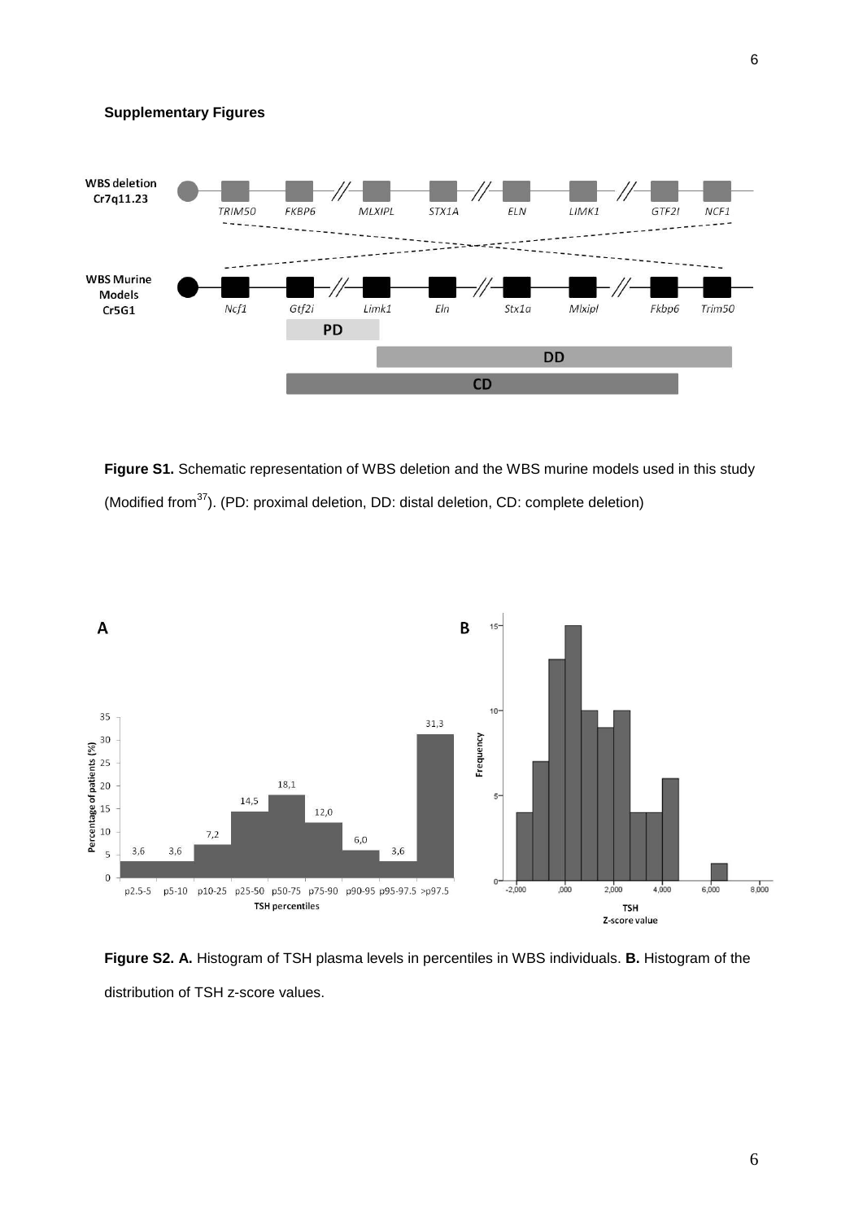**Supplementary Figures**

**Figure S1.** Schematic representation of WBS deletion and the WBS murine models used in this study (Modified from[37]). (PD: proximal deletion, DD: distal deletion, CD: complete deletion)

**Figure S2. A.** Histogram of TSH plasma levels in percentiles in WBS individuals. **B.** Histogram of the distribution of TSH z-score values.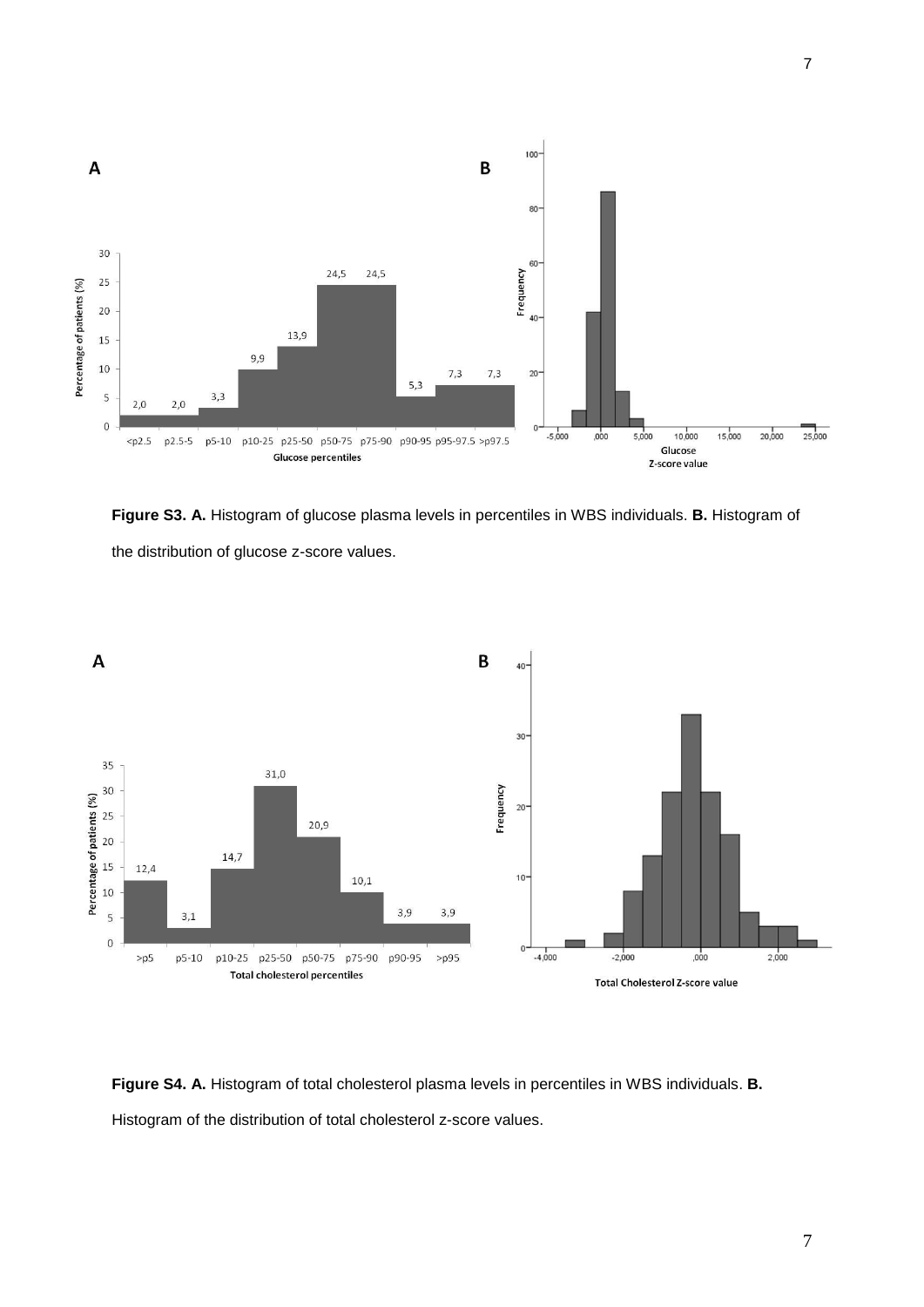**Figure S3. A.** Histogram of glucose plasma levels in percentiles in WBS individuals. **B.** Histogram of the distribution of glucose z-score values.

**Figure S4. A.** Histogram of total cholesterol plasma levels in percentiles in WBS individuals. **B.** Histogram of the distribution of total cholesterol z-score values.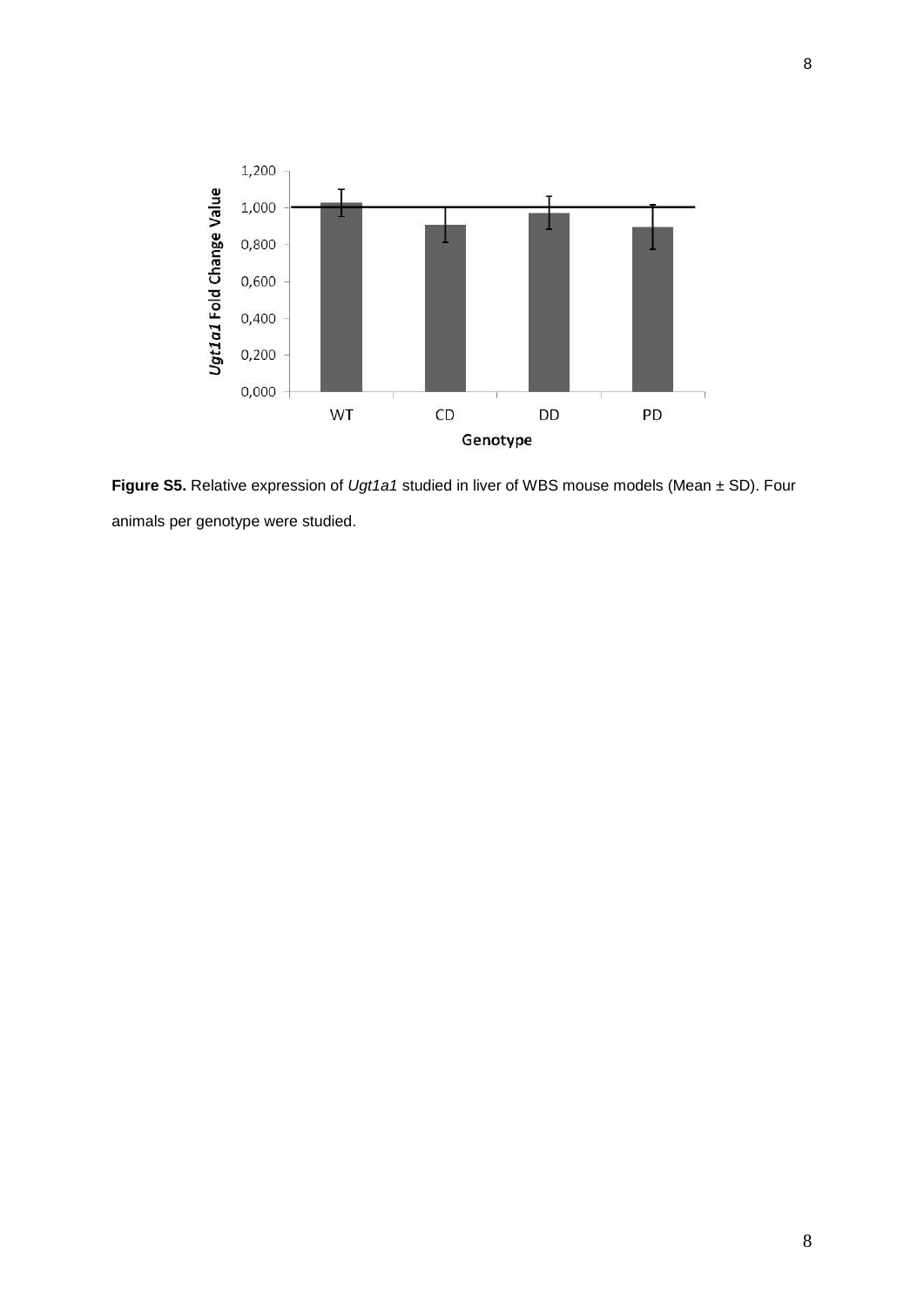1,200

1,000

0,800

0,600

0,400

0,200

0,000

*Ugt1a1* Fold Change Value

WT

CD

DD

PD

Genotype

**Figure S5.** Relative expression of *Ugt1a1* studied in liver of WBS mouse models (Mean ± SD). Four animals per genotype were studied.